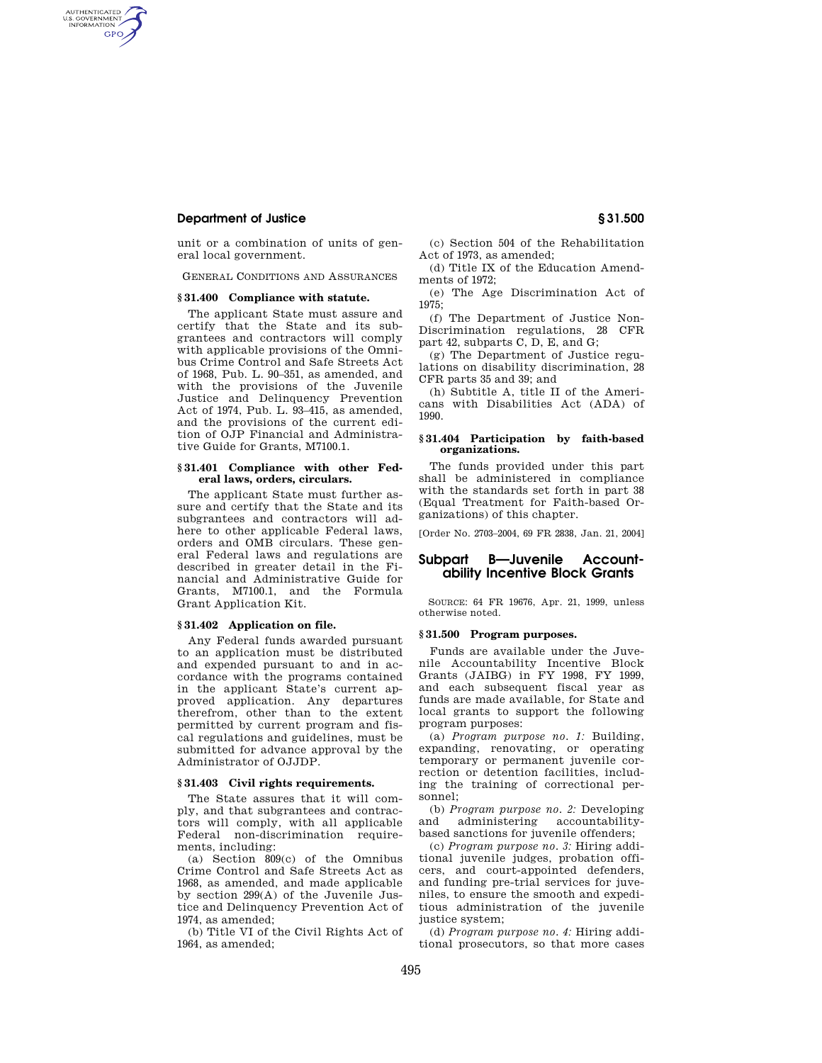unit or a combination of units of general local government.

GENERAL CONDITIONS AND ASSURANCES

### § 31.400 Compliance with statute.

The applicant State must assure and certify that the State and its subgrantees and contractors will comply with applicable provisions of the Omnibus Crime Control and Safe Streets Act of 1968, Pub. L. 90–351, as amended, and with the provisions of the Juvenile Justice and Delinquency Prevention Act of 1974, Pub. L. 93–415, as amended, and the provisions of the current edition of OJP Financial and Administrative Guide for Grants, M7100.1.

### § 31.401 Compliance with other Federal laws, orders, circulars.

The applicant State must further assure and certify that the State and its subgrantees and contractors will adhere to other applicable Federal laws, orders and OMB circulars. These general Federal laws and regulations are described in greater detail in the Financial and Administrative Guide for Grants, M7100.1, and the Formula Grant Application Kit.

### § 31.402 Application on file.

Any Federal funds awarded pursuant to an application must be distributed and expended pursuant to and in accordance with the programs contained in the applicant State's current approved application. Any departures therefrom, other than to the extent permitted by current program and fiscal regulations and guidelines, must be submitted for advance approval by the Administrator of OJJDP.

### § 31.403 Civil rights requirements.

The State assures that it will comply, and that subgrantees and contractors will comply, with all applicable Federal non-discrimination requirements, including:

(a) Section 809(c) of the Omnibus Crime Control and Safe Streets Act as 1968, as amended, and made applicable by section 299(A) of the Juvenile Justice and Delinquency Prevention Act of 1974, as amended;

(b) Title VI of the Civil Rights Act of 1964, as amended;

(c) Section 504 of the Rehabilitation Act of 1973, as amended;

(d) Title IX of the Education Amendments of 1972;

(e) The Age Discrimination Act of 1975;

(f) The Department of Justice Non-Discrimination regulations, 28 CFR part 42, subparts C, D, E, and G;

(g) The Department of Justice regulations on disability discrimination, 28 CFR parts 35 and 39; and

(h) Subtitle A, title II of the Americans with Disabilities Act (ADA) of 1990.

### § 31.404 Participation by faith-based organizations.

The funds provided under this part shall be administered in compliance with the standards set forth in part 38 (Equal Treatment for Faith-based Organizations) of this chapter.

[Order No. 2703–2004, 69 FR 2838, Jan. 21, 2004]

## Subpart B—Juvenile Accountability Incentive Block Grants

SOURCE: 64 FR 19676, Apr. 21, 1999, unless otherwise noted.

### § 31.500 Program purposes.

Funds are available under the Juvenile Accountability Incentive Block Grants (JAIBG) in FY 1998, FY 1999, and each subsequent fiscal year as funds are made available, for State and local grants to support the following program purposes:

(a) *Program purpose no. 1:* Building, expanding, renovating, or operating temporary or permanent juvenile correction or detention facilities, including the training of correctional personnel;

(b) *Program purpose no. 2:* Developing and administering accountability-based sanctions for juvenile offenders;

(c) *Program purpose no. 3:* Hiring additional juvenile judges, probation officers, and court-appointed defenders, and funding pre-trial services for juveniles, to ensure the smooth and expeditious administration of the juvenile justice system;

(d) *Program purpose no. 4:* Hiring additional prosecutors, so that more cases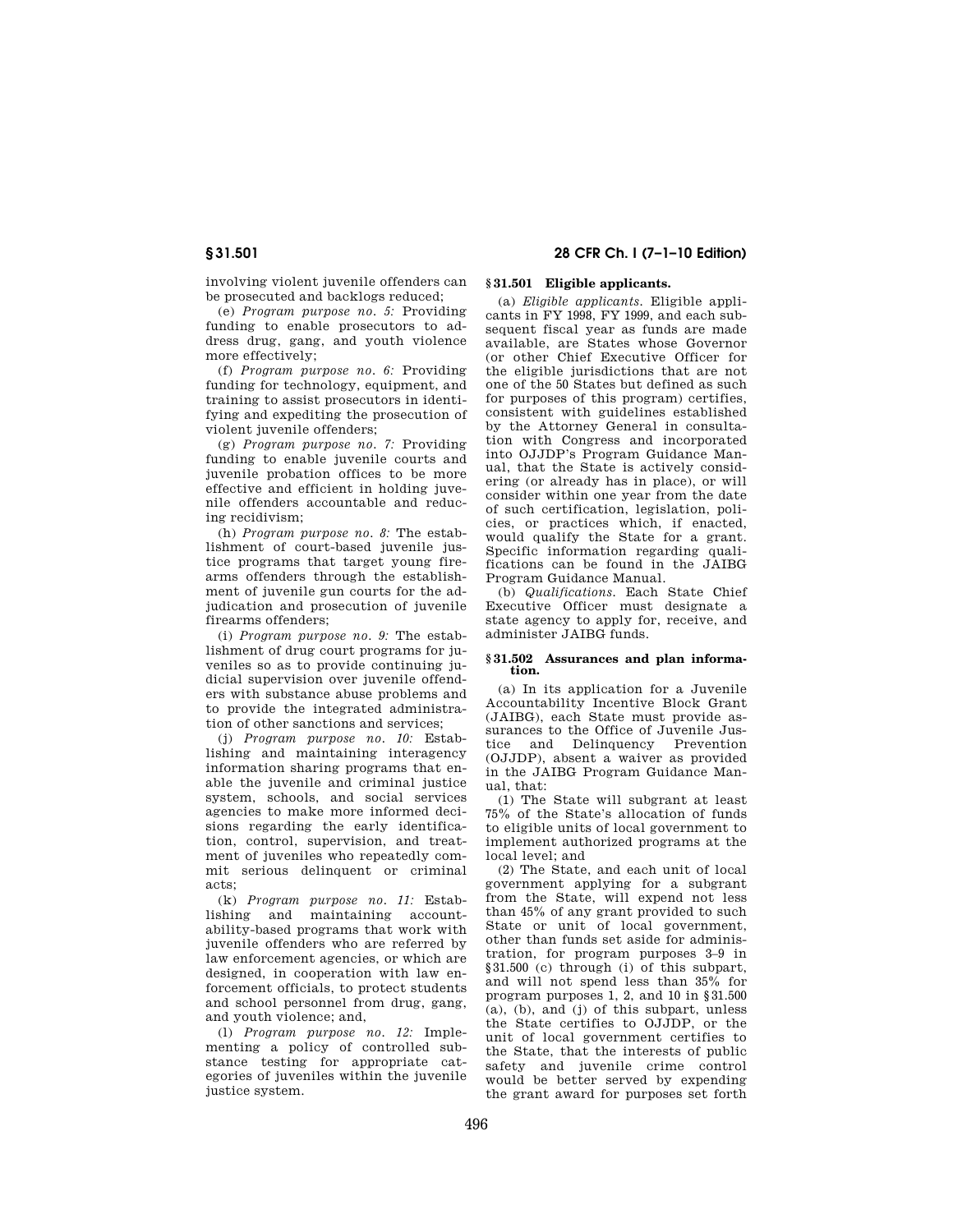involving violent juvenile offenders can be prosecuted and backlogs reduced;

(e) *Program purpose no. 5:* Providing funding to enable prosecutors to address drug, gang, and youth violence more effectively;

(f) *Program purpose no. 6:* Providing funding for technology, equipment, and training to assist prosecutors in identifying and expediting the prosecution of violent juvenile offenders;

(g) *Program purpose no. 7:* Providing funding to enable juvenile courts and juvenile probation offices to be more effective and efficient in holding juvenile offenders accountable and reducing recidivism;

(h) *Program purpose no. 8:* The establishment of court-based juvenile justice programs that target young firearms offenders through the establishment of juvenile gun courts for the adjudication and prosecution of juvenile firearms offenders;

(i) *Program purpose no. 9:* The establishment of drug court programs for juveniles so as to provide continuing judicial supervision over juvenile offenders with substance abuse problems and to provide the integrated administration of other sanctions and services;

(j) *Program purpose no. 10:* Establishing and maintaining interagency information sharing programs that enable the juvenile and criminal justice system, schools, and social services agencies to make more informed decisions regarding the early identification, control, supervision, and treatment of juveniles who repeatedly commit serious delinquent or criminal acts;

(k) *Program purpose no. 11:* Establishing and maintaining accountability-based programs that work with juvenile offenders who are referred by law enforcement agencies, or which are designed, in cooperation with law enforcement officials, to protect students and school personnel from drug, gang, and youth violence; and,

(l) *Program purpose no. 12:* Implementing a policy of controlled substance testing for appropriate categories of juveniles within the juvenile justice system.

### § 31.501 Eligible applicants.

(a) *Eligible applicants.* Eligible applicants in FY 1998, FY 1999, and each subsequent fiscal year as funds are made available, are States whose Governor (or other Chief Executive Officer for the eligible jurisdictions that are not one of the 50 States but defined as such for purposes of this program) certifies, consistent with guidelines established by the Attorney General in consultation with Congress and incorporated into OJJDP's Program Guidance Manual, that the State is actively considering (or already has in place), or will consider within one year from the date of such certification, legislation, policies, or practices which, if enacted, would qualify the State for a grant. Specific information regarding qualifications can be found in the JAIBG Program Guidance Manual.

(b) *Qualifications.* Each State Chief Executive Officer must designate a state agency to apply for, receive, and administer JAIBG funds.

### § 31.502 Assurances and plan information.

(a) In its application for a Juvenile Accountability Incentive Block Grant (JAIBG), each State must provide assurances to the Office of Juvenile Justice and Delinquency Prevention (OJJDP), absent a waiver as provided in the JAIBG Program Guidance Manual, that:

(1) The State will subgrant at least 75% of the State's allocation of funds to eligible units of local government to implement authorized programs at the local level; and

(2) The State, and each unit of local government applying for a subgrant from the State, will expend not less than 45% of any grant provided to such State or unit of local government, other than funds set aside for administration, for program purposes 3–9 in § 31.500 (c) through (i) of this subpart, and will not spend less than 35% for program purposes 1, 2, and 10 in § 31.500 (a), (b), and (j) of this subpart, unless the State certifies to OJJDP, or the unit of local government certifies to the State, that the interests of public safety and juvenile crime control would be better served by expending the grant award for purposes set forth